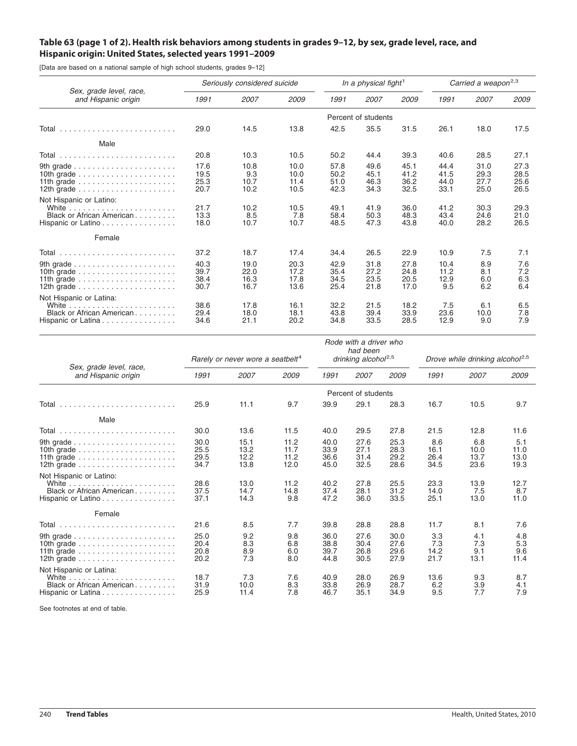## Table 63 (page 1 of 2). Health risk behaviors among students in grades 9–12, by sex, grade level, race, and Hispanic origin: United States, selected years 1991–2009

[Data are based on a national sample of high school students, grades 9–12]

| Sex, grade level, race, and Hispanic origin | Seriously considered suicide | | | In a physical fight[1] | | | Carried a weapon[2,3] | | |
|---|---|---|---|---|---|---|---|---|---|
| | 1991 | 2007 | 2009 | 1991 | 2007 | 2009 | 1991 | 2007 | 2009 |
| | Percent of students | | | | | | | | |
| Total | 29.0 | 14.5 | 13.8 | 42.5 | 35.5 | 31.5 | 26.1 | 18.0 | 17.5 |
| **Male** | | | | | | | | | |
| Total | 20.8 | 10.3 | 10.5 | 50.2 | 44.4 | 39.3 | 40.6 | 28.5 | 27.1 |
| 9th grade | 17.6 | 10.8 | 10.0 | 57.8 | 49.6 | 45.1 | 44.4 | 31.0 | 27.3 |
| 10th grade | 19.5 | 9.3 | 10.0 | 50.2 | 45.1 | 41.2 | 41.5 | 29.3 | 28.5 |
| 11th grade | 25.3 | 10.7 | 11.4 | 51.0 | 46.3 | 36.2 | 44.0 | 27.7 | 25.6 |
| 12th grade | 20.7 | 10.2 | 10.5 | 42.3 | 34.3 | 32.5 | 33.1 | 25.0 | 26.5 |
| Not Hispanic or Latino: | | | | | | | | | |
| White | 21.7 | 10.2 | 10.5 | 49.1 | 41.9 | 36.0 | 41.2 | 30.3 | 29.3 |
| Black or African American | 13.3 | 8.5 | 7.8 | 58.4 | 50.3 | 48.3 | 43.4 | 24.6 | 21.0 |
| Hispanic or Latino | 18.0 | 10.7 | 10.7 | 48.5 | 47.3 | 43.8 | 40.0 | 28.2 | 26.5 |
| **Female** | | | | | | | | | |
| Total | 37.2 | 18.7 | 17.4 | 34.4 | 26.5 | 22.9 | 10.9 | 7.5 | 7.1 |
| 9th grade | 40.3 | 19.0 | 20.3 | 42.9 | 31.8 | 27.8 | 10.4 | 8.9 | 7.6 |
| 10th grade | 39.7 | 22.0 | 17.2 | 35.4 | 27.2 | 24.8 | 11.2 | 8.1 | 7.2 |
| 11th grade | 38.4 | 16.3 | 17.8 | 34.5 | 23.5 | 20.5 | 12.9 | 6.0 | 6.3 |
| 12th grade | 30.7 | 16.7 | 13.6 | 25.4 | 21.8 | 17.0 | 9.5 | 6.2 | 6.4 |
| Not Hispanic or Latina: | | | | | | | | | |
| White | 38.6 | 17.8 | 16.1 | 32.2 | 21.5 | 18.2 | 7.5 | 6.1 | 6.5 |
| Black or African American | 29.4 | 18.0 | 18.1 | 43.8 | 39.4 | 33.9 | 23.6 | 10.0 | 7.8 |
| Hispanic or Latina | 34.6 | 21.1 | 20.2 | 34.8 | 33.5 | 28.5 | 12.9 | 9.0 | 7.9 |

| Sex, grade level, race, and Hispanic origin | Rarely or never wore a seatbelt[4] | | | Rode with a driver who had been drinking alcohol[2,5] | | | Drove while drinking alcohol[2,5] | | |
|---|---|---|---|---|---|---|---|---|---|
| | 1991 | 2007 | 2009 | 1991 | 2007 | 2009 | 1991 | 2007 | 2009 |
| | Percent of students | | | | | | | | |
| Total | 25.9 | 11.1 | 9.7 | 39.9 | 29.1 | 28.3 | 16.7 | 10.5 | 9.7 |
| **Male** | | | | | | | | | |
| Total | 30.0 | 13.6 | 11.5 | 40.0 | 29.5 | 27.8 | 21.5 | 12.8 | 11.6 |
| 9th grade | 30.0 | 15.1 | 11.2 | 40.0 | 27.6 | 25.3 | 8.6 | 6.8 | 5.1 |
| 10th grade | 25.5 | 13.2 | 11.7 | 33.9 | 27.1 | 28.3 | 16.1 | 10.0 | 11.0 |
| 11th grade | 29.5 | 12.2 | 11.2 | 36.6 | 31.4 | 29.2 | 26.4 | 13.7 | 13.0 |
| 12th grade | 34.7 | 13.8 | 12.0 | 45.0 | 32.5 | 28.6 | 34.5 | 23.6 | 19.3 |
| Not Hispanic or Latino: | | | | | | | | | |
| White | 28.6 | 13.0 | 11.2 | 40.2 | 27.8 | 25.5 | 23.3 | 13.9 | 12.7 |
| Black or African American | 37.5 | 14.7 | 14.8 | 37.4 | 28.1 | 31.2 | 14.0 | 7.5 | 8.7 |
| Hispanic or Latino | 37.1 | 14.3 | 9.8 | 47.2 | 36.0 | 33.5 | 25.1 | 13.0 | 11.0 |
| **Female** | | | | | | | | | |
| Total | 21.6 | 8.5 | 7.7 | 39.8 | 28.8 | 28.8 | 11.7 | 8.1 | 7.6 |
| 9th grade | 25.0 | 9.2 | 9.8 | 36.0 | 27.6 | 30.0 | 3.3 | 4.1 | 4.8 |
| 10th grade | 20.4 | 8.3 | 6.8 | 38.8 | 30.4 | 27.6 | 7.3 | 7.3 | 5.3 |
| 11th grade | 20.8 | 8.9 | 6.0 | 39.7 | 26.8 | 29.6 | 14.2 | 9.1 | 9.6 |
| 12th grade | 20.2 | 7.3 | 8.0 | 44.8 | 30.5 | 27.9 | 21.7 | 13.1 | 11.4 |
| Not Hispanic or Latina: | | | | | | | | | |
| White | 18.7 | 7.3 | 7.6 | 40.9 | 28.0 | 26.9 | 13.6 | 9.3 | 8.7 |
| Black or African American | 31.9 | 10.0 | 8.3 | 33.8 | 26.9 | 28.7 | 6.2 | 3.9 | 4.1 |
| Hispanic or Latina | 25.9 | 11.4 | 7.8 | 46.7 | 35.1 | 34.9 | 9.5 | 7.7 | 7.9 |

See footnotes at end of table.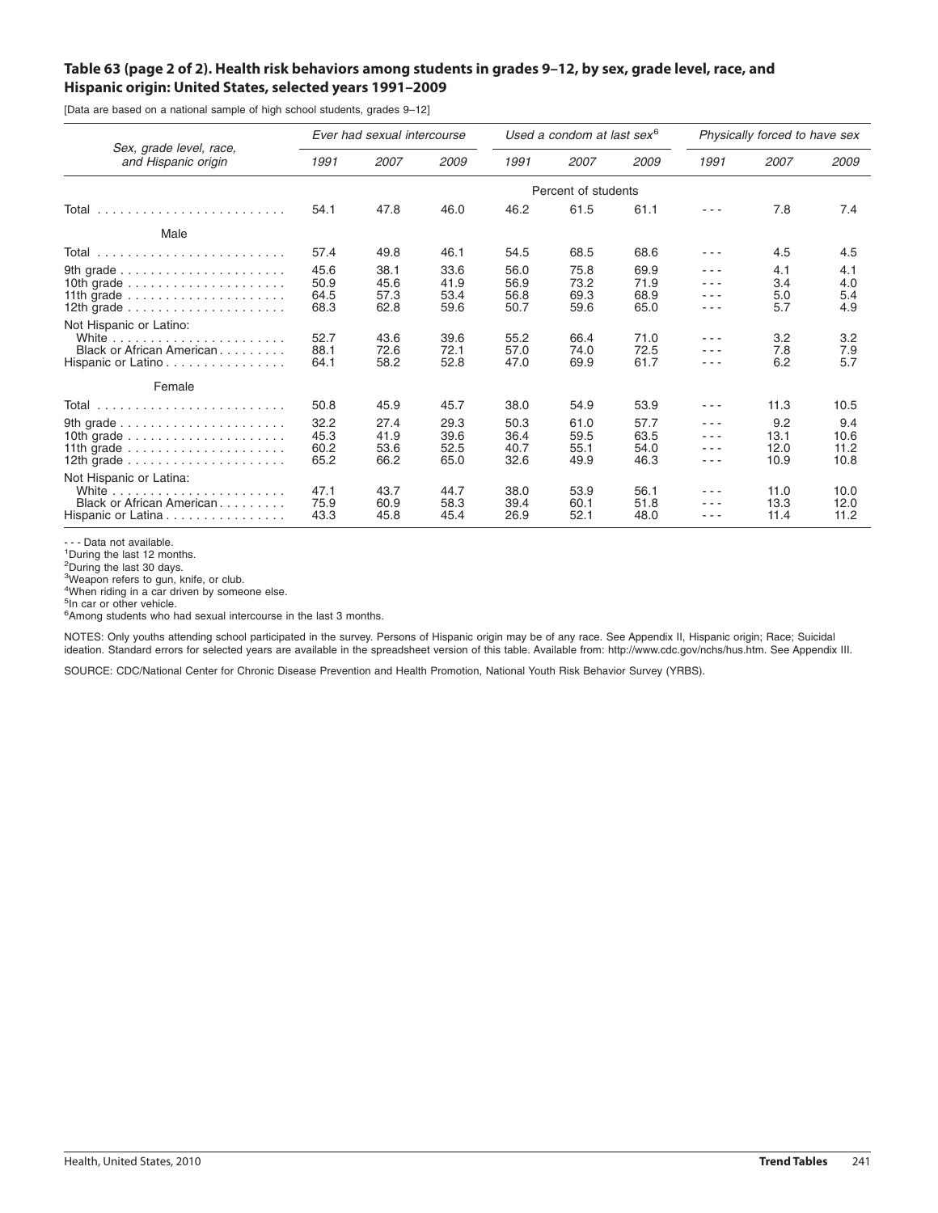### Table 63 (page 2 of 2). Health risk behaviors among students in grades 9–12, by sex, grade level, race, and Hispanic origin: United States, selected years 1991–2009

[Data are based on a national sample of high school students, grades 9–12]

| Sex, grade level, race, and Hispanic origin | Ever had sexual intercourse | | | Used a condom at last sex[6] | | | Physically forced to have sex | | |
|---|---|---|---|---|---|---|---|---|---|
| | 1991 | 2007 | 2009 | 1991 | 2007 | 2009 | 1991 | 2007 | 2009 |
| | Percent of students | | | | | | | | |
| Total | 54.1 | 47.8 | 46.0 | 46.2 | 61.5 | 61.1 | - - - | 7.8 | 7.4 |
| Male | | | | | | | | | |
| Total | 57.4 | 49.8 | 46.1 | 54.5 | 68.5 | 68.6 | - - - | 4.5 | 4.5 |
| 9th grade | 45.6 | 38.1 | 33.6 | 56.0 | 75.8 | 69.9 | - - - | 4.1 | 4.1 |
| 10th grade | 50.9 | 45.6 | 41.9 | 56.9 | 73.2 | 71.9 | - - - | 3.4 | 4.0 |
| 11th grade | 64.5 | 57.3 | 53.4 | 56.8 | 69.3 | 68.9 | - - - | 5.0 | 5.4 |
| 12th grade | 68.3 | 62.8 | 59.6 | 50.7 | 59.6 | 65.0 | - - - | 5.7 | 4.9 |
| Not Hispanic or Latino: | | | | | | | | | |
| White | 52.7 | 43.6 | 39.6 | 55.2 | 66.4 | 71.0 | - - - | 3.2 | 3.2 |
| Black or African American | 88.1 | 72.6 | 72.1 | 57.0 | 74.0 | 72.5 | - - - | 7.8 | 7.9 |
| Hispanic or Latino | 64.1 | 58.2 | 52.8 | 47.0 | 69.9 | 61.7 | - - - | 6.2 | 5.7 |
| Female | | | | | | | | | |
| Total | 50.8 | 45.9 | 45.7 | 38.0 | 54.9 | 53.9 | - - - | 11.3 | 10.5 |
| 9th grade | 32.2 | 27.4 | 29.3 | 50.3 | 61.0 | 57.7 | - - - | 9.2 | 9.4 |
| 10th grade | 45.3 | 41.9 | 39.6 | 36.4 | 59.5 | 63.5 | - - - | 13.1 | 10.6 |
| 11th grade | 60.2 | 53.6 | 52.5 | 40.7 | 55.1 | 54.0 | - - - | 12.0 | 11.2 |
| 12th grade | 65.2 | 66.2 | 65.0 | 32.6 | 49.9 | 46.3 | - - - | 10.9 | 10.8 |
| Not Hispanic or Latina: | | | | | | | | | |
| White | 47.1 | 43.7 | 44.7 | 38.0 | 53.9 | 56.1 | - - - | 11.0 | 10.0 |
| Black or African American | 75.9 | 60.9 | 58.3 | 39.4 | 60.1 | 51.8 | - - - | 13.3 | 12.0 |
| Hispanic or Latina | 43.3 | 45.8 | 45.4 | 26.9 | 52.1 | 48.0 | - - - | 11.4 | 11.2 |

- - - Data not available.
[1]During the last 12 months.
[2]During the last 30 days.
[3]Weapon refers to gun, knife, or club.
[4]When riding in a car driven by someone else.
[5]In car or other vehicle.
[6]Among students who had sexual intercourse in the last 3 months.

NOTES: Only youths attending school participated in the survey. Persons of Hispanic origin may be of any race. See Appendix II, Hispanic origin; Race; Suicidal ideation. Standard errors for selected years are available in the spreadsheet version of this table. Available from: http://www.cdc.gov/nchs/hus.htm. See Appendix III.

SOURCE: CDC/National Center for Chronic Disease Prevention and Health Promotion, National Youth Risk Behavior Survey (YRBS).